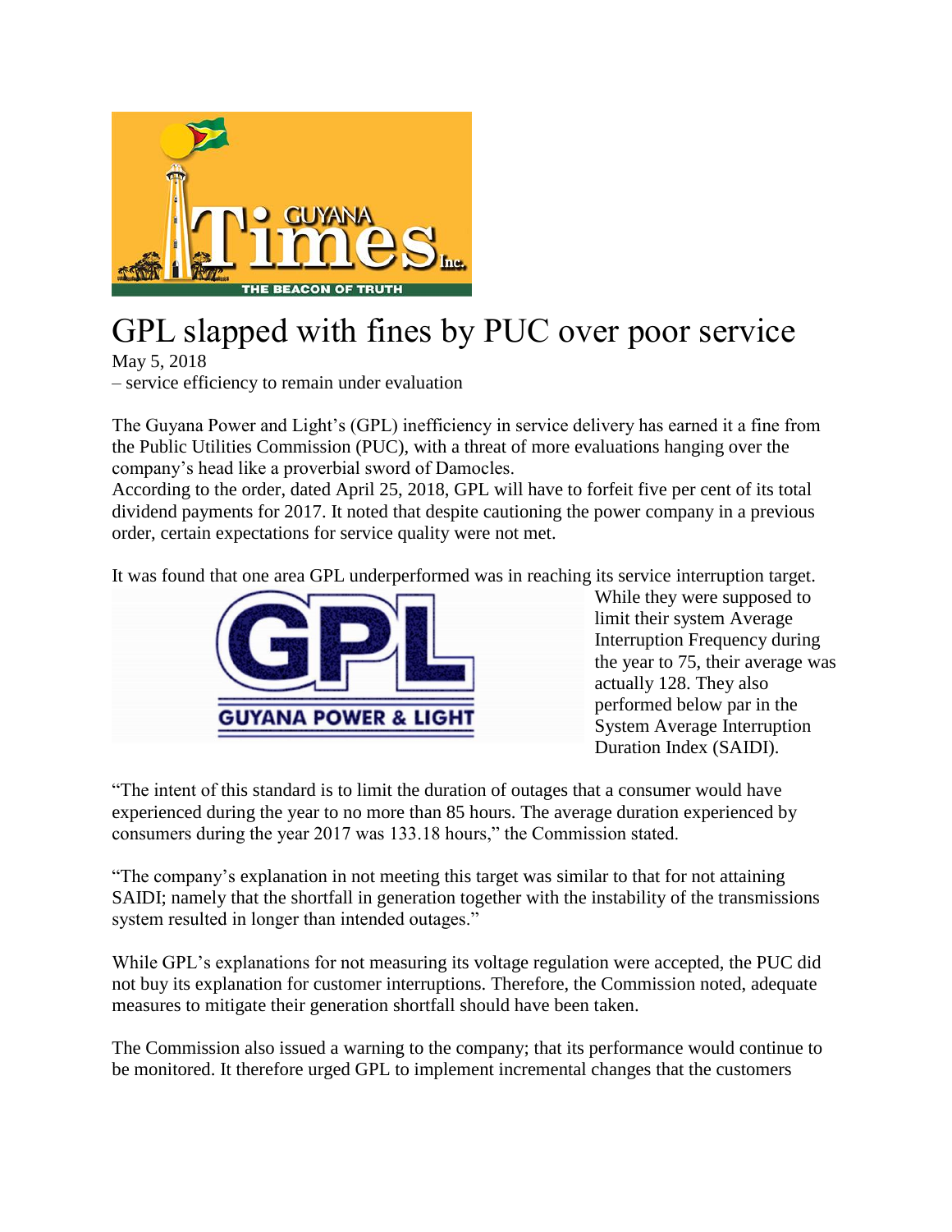# GPL slapped with fines by PUC over poor service

May 5, 2018

– service efficiency to remain under evaluation

The Guyana Power and Light's (GPL) inefficiency in service delivery has earned it a fine from the Public Utilities Commission (PUC), with a threat of more evaluations hanging over the company's head like a proverbial sword of Damocles.

According to the order, dated April 25, 2018, GPL will have to forfeit five per cent of its total dividend payments for 2017. It noted that despite cautioning the power company in a previous order, certain expectations for service quality were not met.

It was found that one area GPL underperformed was in reaching its service interruption target. While they were supposed to limit their system Average Interruption Frequency during the year to 75, their average was actually 128. They also performed below par in the System Average Interruption Duration Index (SAIDI).

"The intent of this standard is to limit the duration of outages that a consumer would have experienced during the year to no more than 85 hours. The average duration experienced by consumers during the year 2017 was 133.18 hours," the Commission stated.

"The company's explanation in not meeting this target was similar to that for not attaining SAIDI; namely that the shortfall in generation together with the instability of the transmissions system resulted in longer than intended outages."

While GPL's explanations for not measuring its voltage regulation were accepted, the PUC did not buy its explanation for customer interruptions. Therefore, the Commission noted, adequate measures to mitigate their generation shortfall should have been taken.

The Commission also issued a warning to the company; that its performance would continue to be monitored. It therefore urged GPL to implement incremental changes that the customers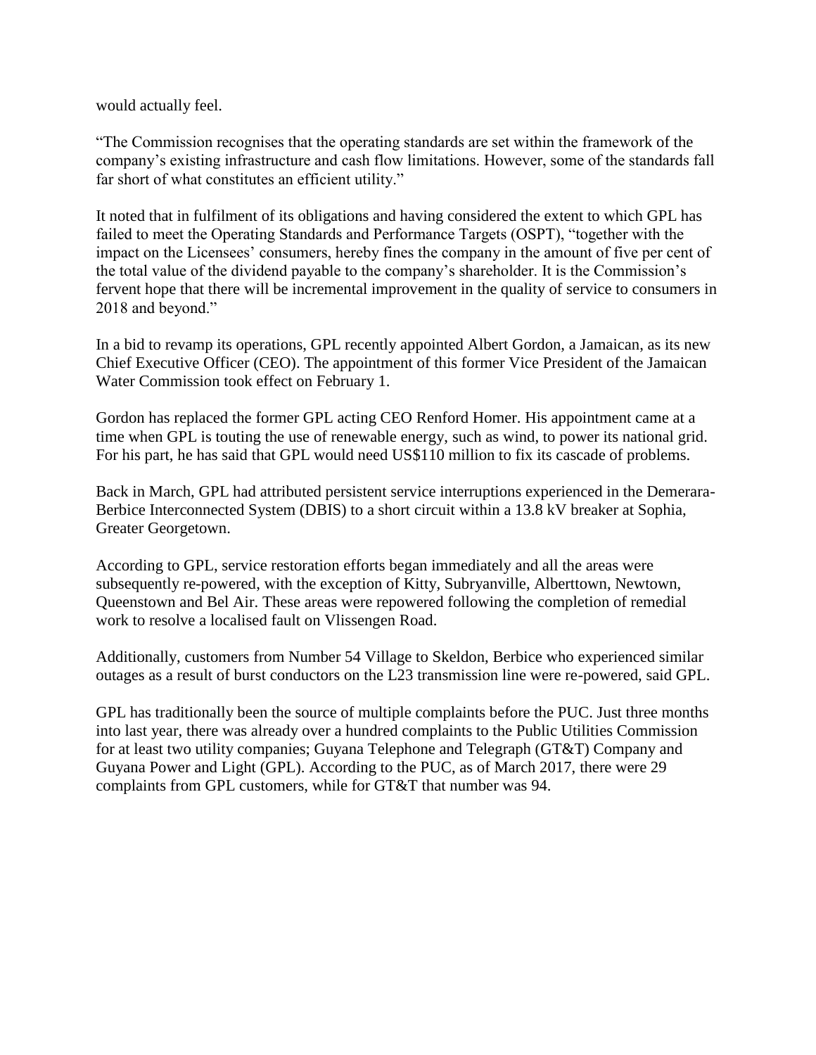would actually feel.

"The Commission recognises that the operating standards are set within the framework of the company's existing infrastructure and cash flow limitations. However, some of the standards fall far short of what constitutes an efficient utility."

It noted that in fulfilment of its obligations and having considered the extent to which GPL has failed to meet the Operating Standards and Performance Targets (OSPT), "together with the impact on the Licensees' consumers, hereby fines the company in the amount of five per cent of the total value of the dividend payable to the company's shareholder. It is the Commission's fervent hope that there will be incremental improvement in the quality of service to consumers in 2018 and beyond."

In a bid to revamp its operations, GPL recently appointed Albert Gordon, a Jamaican, as its new Chief Executive Officer (CEO). The appointment of this former Vice President of the Jamaican Water Commission took effect on February 1.

Gordon has replaced the former GPL acting CEO Renford Homer. His appointment came at a time when GPL is touting the use of renewable energy, such as wind, to power its national grid. For his part, he has said that GPL would need US$110 million to fix its cascade of problems.

Back in March, GPL had attributed persistent service interruptions experienced in the Demerara-Berbice Interconnected System (DBIS) to a short circuit within a 13.8 kV breaker at Sophia, Greater Georgetown.

According to GPL, service restoration efforts began immediately and all the areas were subsequently re-powered, with the exception of Kitty, Subryanville, Alberttown, Newtown, Queenstown and Bel Air. These areas were repowered following the completion of remedial work to resolve a localised fault on Vlissengen Road.

Additionally, customers from Number 54 Village to Skeldon, Berbice who experienced similar outages as a result of burst conductors on the L23 transmission line were re-powered, said GPL.

GPL has traditionally been the source of multiple complaints before the PUC. Just three months into last year, there was already over a hundred complaints to the Public Utilities Commission for at least two utility companies; Guyana Telephone and Telegraph (GT&T) Company and Guyana Power and Light (GPL). According to the PUC, as of March 2017, there were 29 complaints from GPL customers, while for GT&T that number was 94.